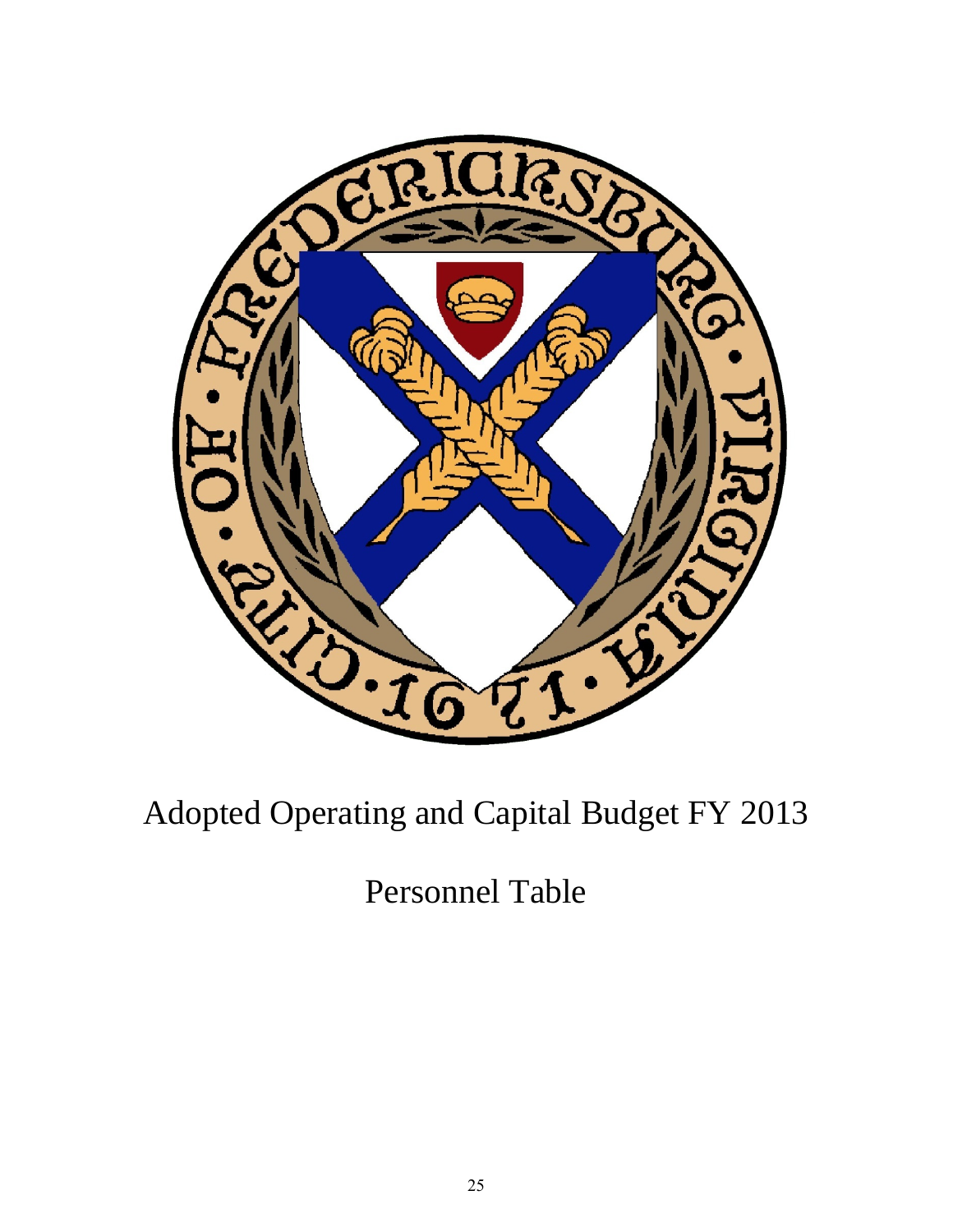# Adopted Operating and Capital Budget FY 2013

## Personnel Table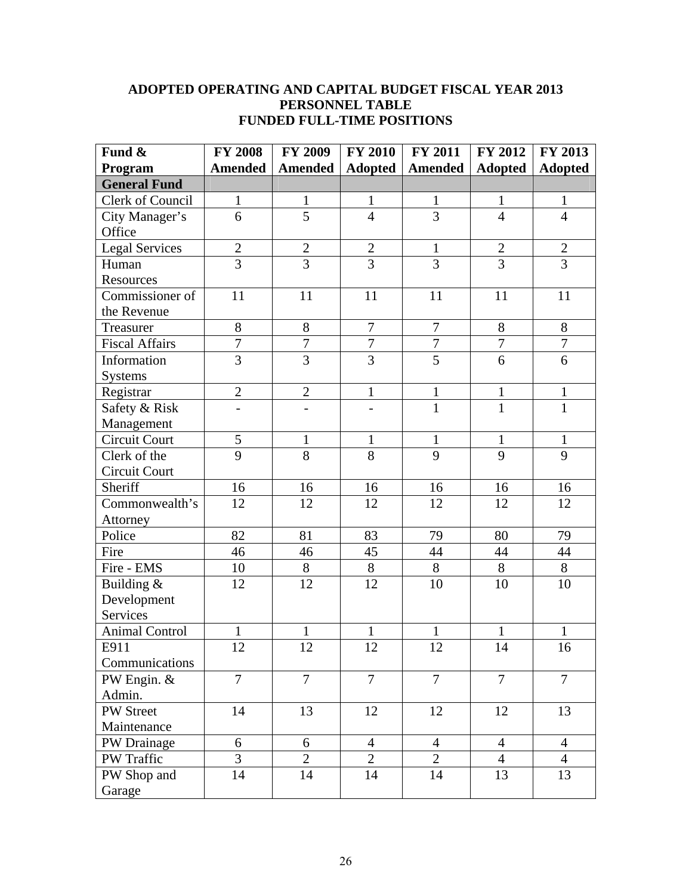# ADOPTED OPERATING AND CAPITAL BUDGET FISCAL YEAR 2013
## PERSONNEL TABLE
## FUNDED FULL-TIME POSITIONS

| Fund & Program | FY 2008 Amended | FY 2009 Amended | FY 2010 Adopted | FY 2011 Amended | FY 2012 Adopted | FY 2013 Adopted |
|---|---|---|---|---|---|---|
| **General Fund** | | | | | | |
| Clerk of Council | 1 | 1 | 1 | 1 | 1 | 1 |
| City Manager's Office | 6 | 5 | 4 | 3 | 4 | 4 |
| Legal Services | 2 | 2 | 2 | 1 | 2 | 2 |
| Human Resources | 3 | 3 | 3 | 3 | 3 | 3 |
| Commissioner of the Revenue | 11 | 11 | 11 | 11 | 11 | 11 |
| Treasurer | 8 | 8 | 7 | 7 | 8 | 8 |
| Fiscal Affairs | 7 | 7 | 7 | 7 | 7 | 7 |
| Information Systems | 3 | 3 | 3 | 5 | 6 | 6 |
| Registrar | 2 | 2 | 1 | 1 | 1 | 1 |
| Safety & Risk Management | - | - | - | 1 | 1 | 1 |
| Circuit Court | 5 | 1 | 1 | 1 | 1 | 1 |
| Clerk of the Circuit Court | 9 | 8 | 8 | 9 | 9 | 9 |
| Sheriff | 16 | 16 | 16 | 16 | 16 | 16 |
| Commonwealth's Attorney | 12 | 12 | 12 | 12 | 12 | 12 |
| Police | 82 | 81 | 83 | 79 | 80 | 79 |
| Fire | 46 | 46 | 45 | 44 | 44 | 44 |
| Fire - EMS | 10 | 8 | 8 | 8 | 8 | 8 |
| Building & Development Services | 12 | 12 | 12 | 10 | 10 | 10 |
| Animal Control | 1 | 1 | 1 | 1 | 1 | 1 |
| E911 Communications | 12 | 12 | 12 | 12 | 14 | 16 |
| PW Engin. & Admin. | 7 | 7 | 7 | 7 | 7 | 7 |
| PW Street Maintenance | 14 | 13 | 12 | 12 | 12 | 13 |
| PW Drainage | 6 | 6 | 4 | 4 | 4 | 4 |
| PW Traffic | 3 | 2 | 2 | 2 | 4 | 4 |
| PW Shop and Garage | 14 | 14 | 14 | 14 | 13 | 13 |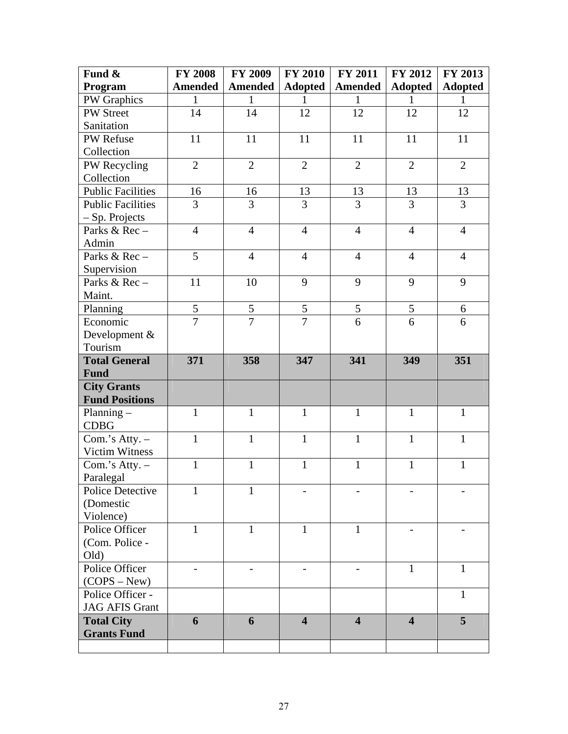| Fund & Program | FY 2008 Amended | FY 2009 Amended | FY 2010 Adopted | FY 2011 Amended | FY 2012 Adopted | FY 2013 Adopted |
|---|---|---|---|---|---|---|
| PW Graphics | 1 | 1 | 1 | 1 | 1 | 1 |
| PW Street Sanitation | 14 | 14 | 12 | 12 | 12 | 12 |
| PW Refuse Collection | 11 | 11 | 11 | 11 | 11 | 11 |
| PW Recycling Collection | 2 | 2 | 2 | 2 | 2 | 2 |
| Public Facilities | 16 | 16 | 13 | 13 | 13 | 13 |
| Public Facilities – Sp. Projects | 3 | 3 | 3 | 3 | 3 | 3 |
| Parks & Rec – Admin | 4 | 4 | 4 | 4 | 4 | 4 |
| Parks & Rec – Supervision | 5 | 4 | 4 | 4 | 4 | 4 |
| Parks & Rec – Maint. | 11 | 10 | 9 | 9 | 9 | 9 |
| Planning | 5 | 5 | 5 | 5 | 5 | 6 |
| Economic Development & Tourism | 7 | 7 | 7 | 6 | 6 | 6 |
| **Total General Fund** | **371** | **358** | **347** | **341** | **349** | **351** |
| **City Grants Fund Positions** | | | | | | |
| Planning – CDBG | 1 | 1 | 1 | 1 | 1 | 1 |
| Com.'s Atty. – Victim Witness | 1 | 1 | 1 | 1 | 1 | 1 |
| Com.'s Atty. – Paralegal | 1 | 1 | 1 | 1 | 1 | 1 |
| Police Detective (Domestic Violence) | 1 | 1 | - | - | - | - |
| Police Officer (Com. Police - Old) | 1 | 1 | 1 | 1 | - | - |
| Police Officer (COPS – New) | - | - | - | - | 1 | 1 |
| Police Officer - JAG AFIS Grant | | | | | | 1 |
| **Total City Grants Fund** | **6** | **6** | **4** | **4** | **4** | **5** |
| | | | | | | |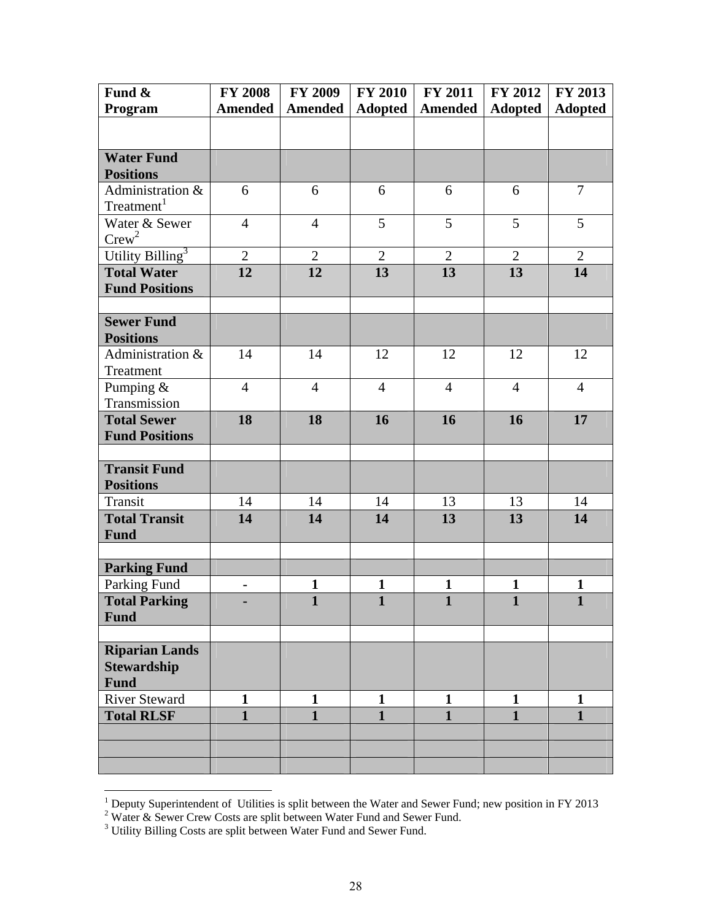| Fund & Program | FY 2008 Amended | FY 2009 Amended | FY 2010 Adopted | FY 2011 Amended | FY 2012 Adopted | FY 2013 Adopted |
|---|---|---|---|---|---|---|
| | | | | | | |
| **Water Fund Positions** | | | | | | |
| Administration & Treatment[1] | 6 | 6 | 6 | 6 | 6 | 7 |
| Water & Sewer Crew[2] | 4 | 4 | 5 | 5 | 5 | 5 |
| Utility Billing[3] | 2 | 2 | 2 | 2 | 2 | 2 |
| **Total Water Fund Positions** | **12** | **12** | **13** | **13** | **13** | **14** |
| | | | | | | |
| **Sewer Fund Positions** | | | | | | |
| Administration & Treatment | 14 | 14 | 12 | 12 | 12 | 12 |
| Pumping & Transmission | 4 | 4 | 4 | 4 | 4 | 4 |
| **Total Sewer Fund Positions** | **18** | **18** | **16** | **16** | **16** | **17** |
| | | | | | | |
| **Transit Fund Positions** | | | | | | |
| Transit | 14 | 14 | 14 | 13 | 13 | 14 |
| **Total Transit Fund** | **14** | **14** | **14** | **13** | **13** | **14** |
| | | | | | | |
| **Parking Fund** | | | | | | |
| Parking Fund | **-** | **1** | **1** | **1** | **1** | **1** |
| **Total Parking Fund** | **-** | **1** | **1** | **1** | **1** | **1** |
| | | | | | | |
| **Riparian Lands Stewardship Fund** | | | | | | |
| River Steward | **1** | **1** | **1** | **1** | **1** | **1** |
| **Total RLSF** | **1** | **1** | **1** | **1** | **1** | **1** |
| | | | | | | |
| | | | | | | |
| | | | | | | |

[1] Deputy Superintendent of Utilities is split between the Water and Sewer Fund; new position in FY 2013

[2] Water & Sewer Crew Costs are split between Water Fund and Sewer Fund.

[3] Utility Billing Costs are split between Water Fund and Sewer Fund.